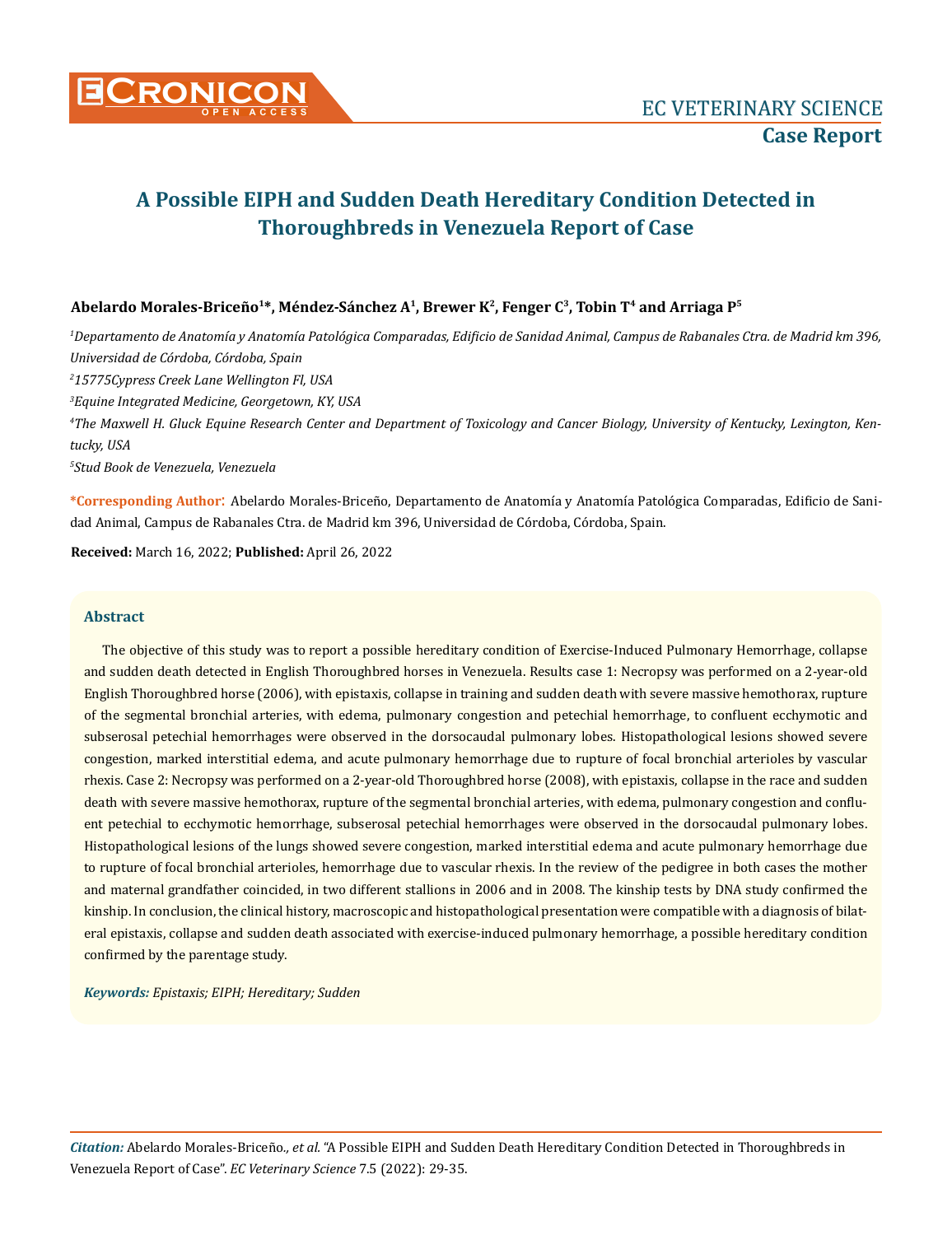EC VETERINARY SCIENCE

**Case Report**

# A Possible EIPH and Sudden Death Hereditary Condition Detected in Thoroughbreds in Venezuela Report of Case

**Abelardo Morales-Briceño[1]*, Méndez-Sánchez A[1], Brewer K[2], Fenger C[3], Tobin T[4] and Arriaga P[5]**

[1]*Departamento de Anatomía y Anatomía Patológica Comparadas, Edificio de Sanidad Animal, Campus de Rabanales Ctra. de Madrid km 396, Universidad de Córdoba, Córdoba, Spain*

[2]*15775Cypress Creek Lane Wellington Fl, USA*

[3]*Equine Integrated Medicine, Georgetown, KY, USA*

[4]*The Maxwell H. Gluck Equine Research Center and Department of Toxicology and Cancer Biology, University of Kentucky, Lexington, Kentucky, USA*

[5]*Stud Book de Venezuela, Venezuela*

**\*Corresponding Author**: Abelardo Morales-Briceño, Departamento de Anatomía y Anatomía Patológica Comparadas, Edificio de Sanidad Animal, Campus de Rabanales Ctra. de Madrid km 396, Universidad de Córdoba, Córdoba, Spain.

**Received:** March 16, 2022; **Published:** April 26, 2022

## Abstract

The objective of this study was to report a possible hereditary condition of Exercise-Induced Pulmonary Hemorrhage, collapse and sudden death detected in English Thoroughbred horses in Venezuela. Results case 1: Necropsy was performed on a 2-year-old English Thoroughbred horse (2006), with epistaxis, collapse in training and sudden death with severe massive hemothorax, rupture of the segmental bronchial arteries, with edema, pulmonary congestion and petechial hemorrhage, to confluent ecchymotic and subserosal petechial hemorrhages were observed in the dorsocaudal pulmonary lobes. Histopathological lesions showed severe congestion, marked interstitial edema, and acute pulmonary hemorrhage due to rupture of focal bronchial arterioles by vascular rhexis. Case 2: Necropsy was performed on a 2-year-old Thoroughbred horse (2008), with epistaxis, collapse in the race and sudden death with severe massive hemothorax, rupture of the segmental bronchial arteries, with edema, pulmonary congestion and confluent petechial to ecchymotic hemorrhage, subserosal petechial hemorrhages were observed in the dorsocaudal pulmonary lobes. Histopathological lesions of the lungs showed severe congestion, marked interstitial edema and acute pulmonary hemorrhage due to rupture of focal bronchial arterioles, hemorrhage due to vascular rhexis. In the review of the pedigree in both cases the mother and maternal grandfather coincided, in two different stallions in 2006 and in 2008. The kinship tests by DNA study confirmed the kinship. In conclusion, the clinical history, macroscopic and histopathological presentation were compatible with a diagnosis of bilateral epistaxis, collapse and sudden death associated with exercise-induced pulmonary hemorrhage, a possible hereditary condition confirmed by the parentage study.

***Keywords:*** *Epistaxis; EIPH; Hereditary; Sudden*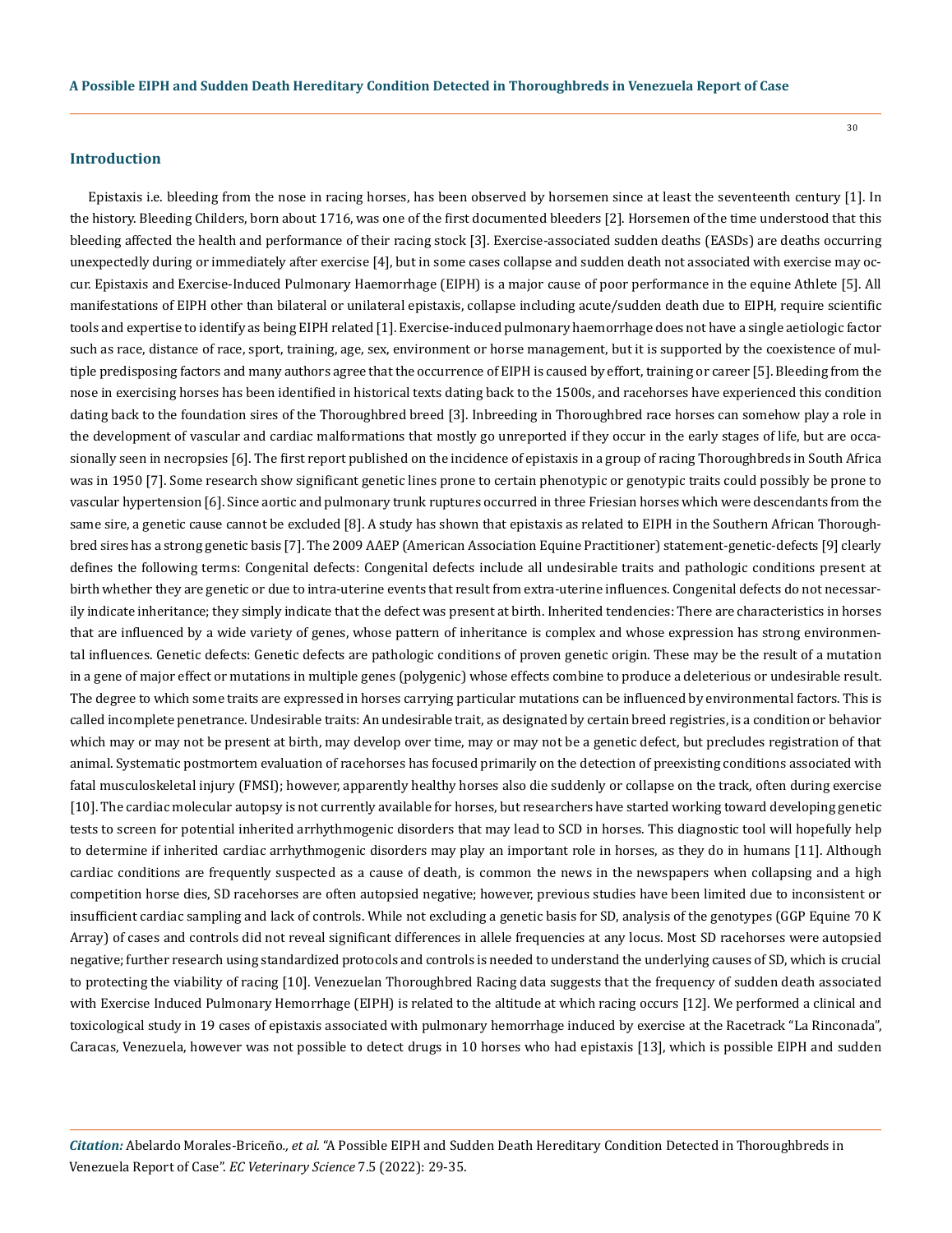## Introduction

Epistaxis i.e. bleeding from the nose in racing horses, has been observed by horsemen since at least the seventeenth century [1]. In the history. Bleeding Childers, born about 1716, was one of the first documented bleeders [2]. Horsemen of the time understood that this bleeding affected the health and performance of their racing stock [3]. Exercise-associated sudden deaths (EASDs) are deaths occurring unexpectedly during or immediately after exercise [4], but in some cases collapse and sudden death not associated with exercise may occur. Epistaxis and Exercise-Induced Pulmonary Haemorrhage (EIPH) is a major cause of poor performance in the equine Athlete [5]. All manifestations of EIPH other than bilateral or unilateral epistaxis, collapse including acute/sudden death due to EIPH, require scientific tools and expertise to identify as being EIPH related [1]. Exercise-induced pulmonary haemorrhage does not have a single aetiologic factor such as race, distance of race, sport, training, age, sex, environment or horse management, but it is supported by the coexistence of multiple predisposing factors and many authors agree that the occurrence of EIPH is caused by effort, training or career [5]. Bleeding from the nose in exercising horses has been identified in historical texts dating back to the 1500s, and racehorses have experienced this condition dating back to the foundation sires of the Thoroughbred breed [3]. Inbreeding in Thoroughbred race horses can somehow play a role in the development of vascular and cardiac malformations that mostly go unreported if they occur in the early stages of life, but are occasionally seen in necropsies [6]. The first report published on the incidence of epistaxis in a group of racing Thoroughbreds in South Africa was in 1950 [7]. Some research show significant genetic lines prone to certain phenotypic or genotypic traits could possibly be prone to vascular hypertension [6]. Since aortic and pulmonary trunk ruptures occurred in three Friesian horses which were descendants from the same sire, a genetic cause cannot be excluded [8]. A study has shown that epistaxis as related to EIPH in the Southern African Thoroughbred sires has a strong genetic basis [7]. The 2009 AAEP (American Association Equine Practitioner) statement-genetic-defects [9] clearly defines the following terms: Congenital defects: Congenital defects include all undesirable traits and pathologic conditions present at birth whether they are genetic or due to intra-uterine events that result from extra-uterine influences. Congenital defects do not necessarily indicate inheritance; they simply indicate that the defect was present at birth. Inherited tendencies: There are characteristics in horses that are influenced by a wide variety of genes, whose pattern of inheritance is complex and whose expression has strong environmental influences. Genetic defects: Genetic defects are pathologic conditions of proven genetic origin. These may be the result of a mutation in a gene of major effect or mutations in multiple genes (polygenic) whose effects combine to produce a deleterious or undesirable result. The degree to which some traits are expressed in horses carrying particular mutations can be influenced by environmental factors. This is called incomplete penetrance. Undesirable traits: An undesirable trait, as designated by certain breed registries, is a condition or behavior which may or may not be present at birth, may develop over time, may or may not be a genetic defect, but precludes registration of that animal. Systematic postmortem evaluation of racehorses has focused primarily on the detection of preexisting conditions associated with fatal musculoskeletal injury (FMSI); however, apparently healthy horses also die suddenly or collapse on the track, often during exercise [10]. The cardiac molecular autopsy is not currently available for horses, but researchers have started working toward developing genetic tests to screen for potential inherited arrhythmogenic disorders that may lead to SCD in horses. This diagnostic tool will hopefully help to determine if inherited cardiac arrhythmogenic disorders may play an important role in horses, as they do in humans [11]. Although cardiac conditions are frequently suspected as a cause of death, is common the news in the newspapers when collapsing and a high competition horse dies, SD racehorses are often autopsied negative; however, previous studies have been limited due to inconsistent or insufficient cardiac sampling and lack of controls. While not excluding a genetic basis for SD, analysis of the genotypes (GGP Equine 70 K Array) of cases and controls did not reveal significant differences in allele frequencies at any locus. Most SD racehorses were autopsied negative; further research using standardized protocols and controls is needed to understand the underlying causes of SD, which is crucial to protecting the viability of racing [10]. Venezuelan Thoroughbred Racing data suggests that the frequency of sudden death associated with Exercise Induced Pulmonary Hemorrhage (EIPH) is related to the altitude at which racing occurs [12]. We performed a clinical and toxicological study in 19 cases of epistaxis associated with pulmonary hemorrhage induced by exercise at the Racetrack "La Rinconada", Caracas, Venezuela, however was not possible to detect drugs in 10 horses who had epistaxis [13], which is possible EIPH and sudden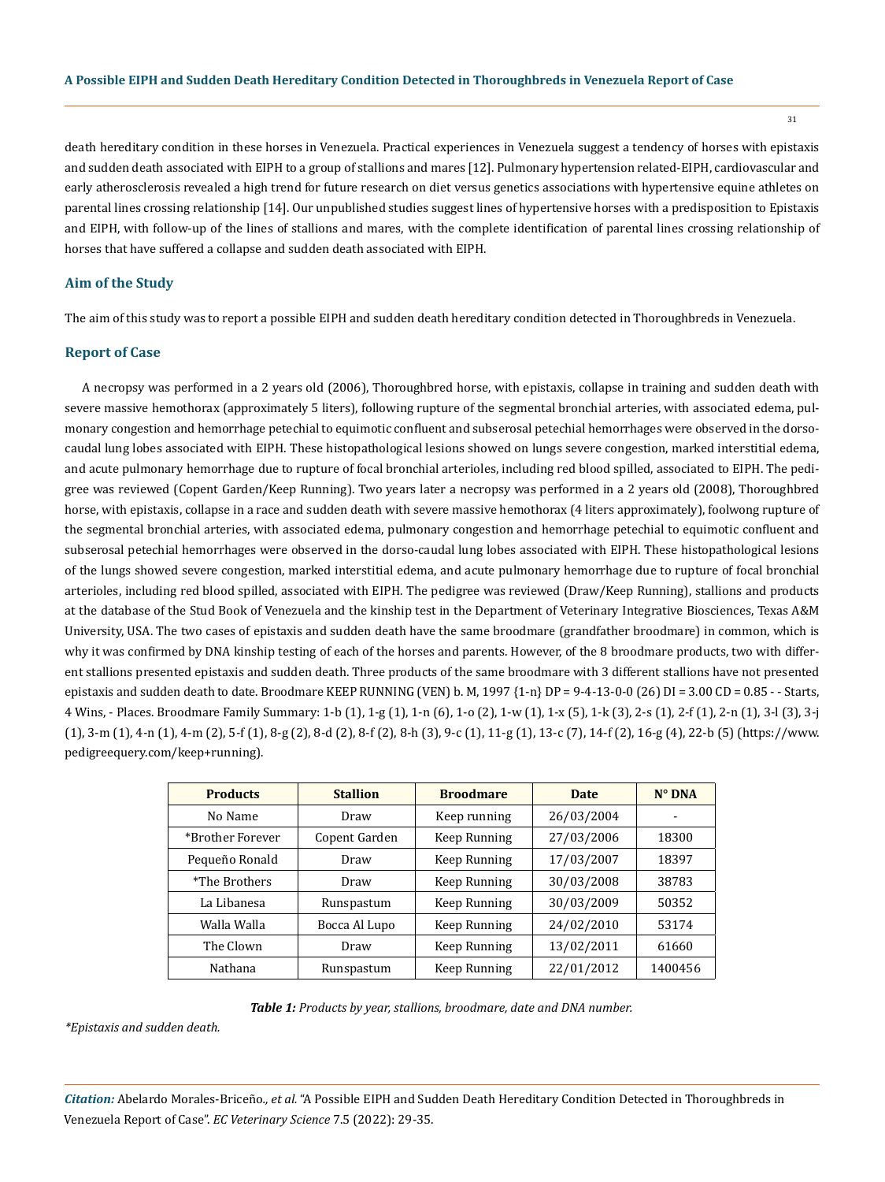death hereditary condition in these horses in Venezuela. Practical experiences in Venezuela suggest a tendency of horses with epistaxis and sudden death associated with EIPH to a group of stallions and mares [12]. Pulmonary hypertension related-EIPH, cardiovascular and early atherosclerosis revealed a high trend for future research on diet versus genetics associations with hypertensive equine athletes on parental lines crossing relationship [14]. Our unpublished studies suggest lines of hypertensive horses with a predisposition to Epistaxis and EIPH, with follow-up of the lines of stallions and mares, with the complete identification of parental lines crossing relationship of horses that have suffered a collapse and sudden death associated with EIPH.

## Aim of the Study

The aim of this study was to report a possible EIPH and sudden death hereditary condition detected in Thoroughbreds in Venezuela.

## Report of Case

A necropsy was performed in a 2 years old (2006), Thoroughbred horse, with epistaxis, collapse in training and sudden death with severe massive hemothorax (approximately 5 liters), following rupture of the segmental bronchial arteries, with associated edema, pulmonary congestion and hemorrhage petechial to equimotic confluent and subserosal petechial hemorrhages were observed in the dorso-caudal lung lobes associated with EIPH. These histopathological lesions showed on lungs severe congestion, marked interstitial edema, and acute pulmonary hemorrhage due to rupture of focal bronchial arterioles, including red blood spilled, associated to EIPH. The pedigree was reviewed (Copent Garden/Keep Running). Two years later a necropsy was performed in a 2 years old (2008), Thoroughbred horse, with epistaxis, collapse in a race and sudden death with severe massive hemothorax (4 liters approximately), foolwong rupture of the segmental bronchial arteries, with associated edema, pulmonary congestion and hemorrhage petechial to equimotic confluent and subserosal petechial hemorrhages were observed in the dorso-caudal lung lobes associated with EIPH. These histopathological lesions of the lungs showed severe congestion, marked interstitial edema, and acute pulmonary hemorrhage due to rupture of focal bronchial arterioles, including red blood spilled, associated with EIPH. The pedigree was reviewed (Draw/Keep Running), stallions and products at the database of the Stud Book of Venezuela and the kinship test in the Department of Veterinary Integrative Biosciences, Texas A&M University, USA. The two cases of epistaxis and sudden death have the same broodmare (grandfather broodmare) in common, which is why it was confirmed by DNA kinship testing of each of the horses and parents. However, of the 8 broodmare products, two with different stallions presented epistaxis and sudden death. Three products of the same broodmare with 3 different stallions have not presented epistaxis and sudden death to date. Broodmare KEEP RUNNING (VEN) b. M, 1997 {1-n} DP = 9-4-13-0-0 (26) DI = 3.00 CD = 0.85 - - Starts, 4 Wins, - Places. Broodmare Family Summary: 1-b (1), 1-g (1), 1-n (6), 1-o (2), 1-w (1), 1-x (5), 1-k (3), 2-s (1), 2-f (1), 2-n (1), 3-l (3), 3-j (1), 3-m (1), 4-n (1), 4-m (2), 5-f (1), 8-g (2), 8-d (2), 8-f (2), 8-h (3), 9-c (1), 11-g (1), 13-c (7), 14-f (2), 16-g (4), 22-b (5) (https://www.pedigreequery.com/keep+running).

| Products | Stallion | Broodmare | Date | N° DNA |
|---|---|---|---|---|
| No Name | Draw | Keep running | 26/03/2004 | - |
| *Brother Forever | Copent Garden | Keep Running | 27/03/2006 | 18300 |
| Pequeño Ronald | Draw | Keep Running | 17/03/2007 | 18397 |
| *The Brothers | Draw | Keep Running | 30/03/2008 | 38783 |
| La Libanesa | Runspastum | Keep Running | 30/03/2009 | 50352 |
| Walla Walla | Bocca Al Lupo | Keep Running | 24/02/2010 | 53174 |
| The Clown | Draw | Keep Running | 13/02/2011 | 61660 |
| Nathana | Runspastum | Keep Running | 22/01/2012 | 1400456 |

***Table 1:*** *Products by year, stallions, broodmare, date and DNA number.*

*\*Epistaxis and sudden death.*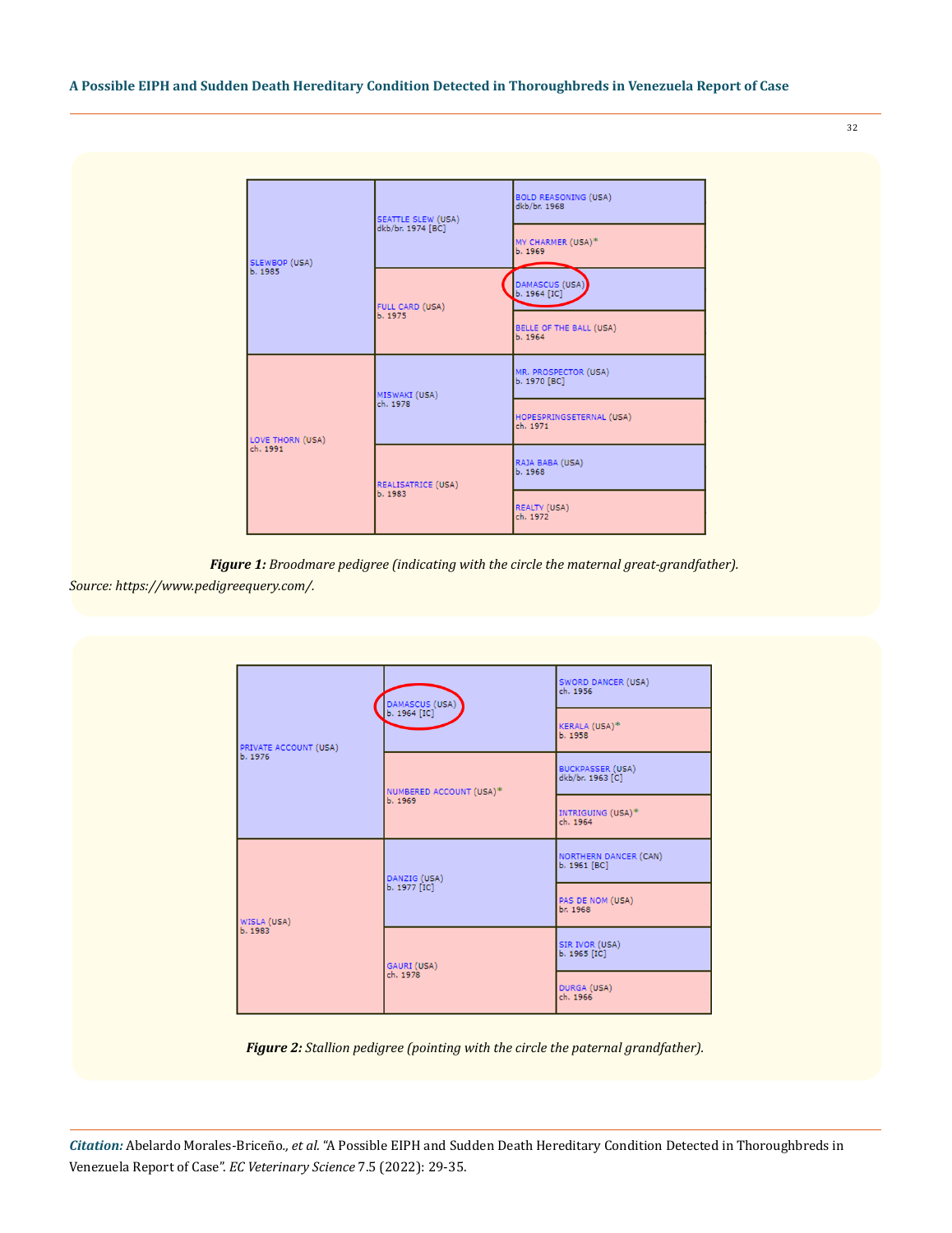| | | |
|---|---|---|
| SLEWBOP (USA) b. 1985 | SEATTLE SLEW (USA) dkb/br. 1974 [BC] | BOLD REASONING (USA) dkb/br. 1968 |
| | | MY CHARMER (USA)* b. 1969 |
| | FULL CARD (USA) b. 1975 | DAMASCUS (USA) b. 1964 [IC] |
| | | BELLE OF THE BALL (USA) b. 1964 |
| LOVE THORN (USA) ch. 1991 | MISWAKI (USA) ch. 1978 | MR. PROSPECTOR (USA) b. 1970 [BC] |
| | | HOPESPRINGSETERNAL (USA) ch. 1971 |
| | REALISATRICE (USA) b. 1983 | RAJA BABA (USA) b. 1968 |
| | | REALTY (USA) ch. 1972 |

***Figure 1:*** *Broodmare pedigree (indicating with the circle the maternal great-grandfather).*

*Source: https://www.pedigreequery.com/.*

| | | |
|---|---|---|
| PRIVATE ACCOUNT (USA) b. 1976 | DAMASCUS (USA) b. 1964 [IC] | SWORD DANCER (USA) ch. 1956 |
| | | KERALA (USA)* b. 1958 |
| | NUMBERED ACCOUNT (USA)* b. 1969 | BUCKPASSER (USA) dkb/br. 1963 [C] |
| | | INTRIGUING (USA)* ch. 1964 |
| WISLA (USA) b. 1983 | DANZIG (USA) b. 1977 [IC] | NORTHERN DANCER (CAN) b. 1961 [BC] |
| | | PAS DE NOM (USA) br. 1968 |
| | GAURI (USA) ch. 1978 | SIR IVOR (USA) b. 1965 [IC] |
| | | DURGA (USA) ch. 1966 |

***Figure 2:*** *Stallion pedigree (pointing with the circle the paternal grandfather).*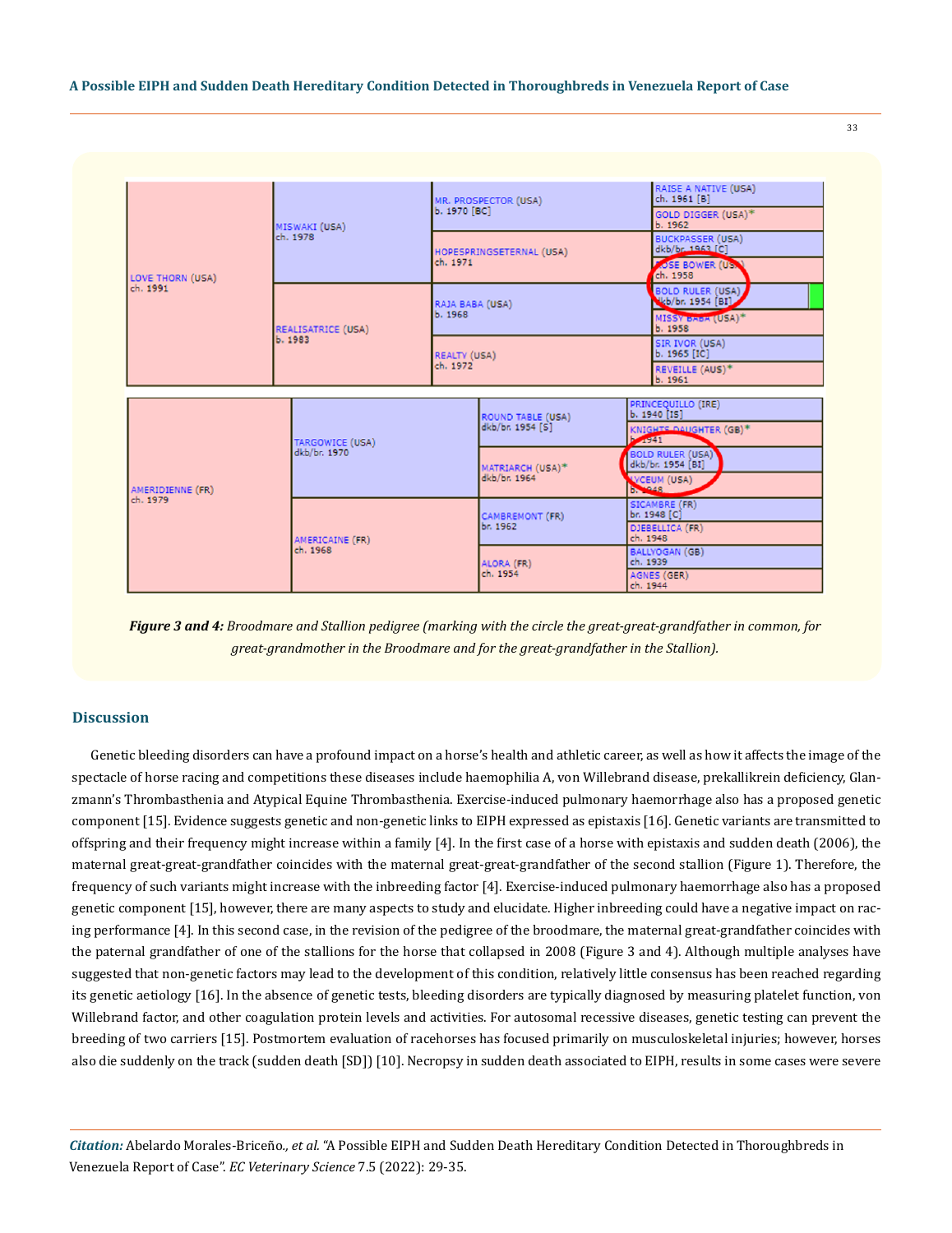| | | | |
|---|---|---|---|
| LOVE THORN (USA) ch. 1991 | MISWAKI (USA) ch. 1978 | MR. PROSPECTOR (USA) b. 1970 [BC] | RAISE A NATIVE (USA) ch. 1961 [B] |
| | | | GOLD DIGGER (USA)* b. 1962 |
| | | HOPESPRINGSETERNAL (USA) ch. 1971 | BUCKPASSER (USA) dkb/br. 1963 [C] |
| | | | ROSE BOWER (USA) ch. 1958 |
| | REALISATRICE (USA) b. 1983 | RAJA BABA (USA) b. 1968 | BOLD RULER (USA) dkb/br. 1954 [BI] |
| | | | MISSY BABA (USA)* b. 1958 |
| | | REALTY (USA) ch. 1972 | SIR IVOR (USA) b. 1965 [IC] |
| | | | REVEILLE (AUS)* b. 1961 |

| | | | |
|---|---|---|---|
| AMERIDIENNE (FR) ch. 1979 | TARGOWICE (USA) dkb/br. 1970 | ROUND TABLE (USA) dkb/br. 1954 [S] | PRINCEQUILLO (IRE) b. 1940 [IS] |
| | | | KNIGHTS DAUGHTER (GB)* b. 1941 |
| | | MATRIARCH (USA)* dkb/br. 1964 | BOLD RULER (USA) dkb/br. 1954 [BI] |
| | | | LYCEUM (USA) b. 1948 |
| | AMERICAINE (FR) ch. 1968 | CAMBREMONT (FR) br. 1962 | SICAMBRE (FR) br. 1948 [C] |
| | | | DJEBELLICA (FR) ch. 1948 |
| | | ALORA (FR) ch. 1954 | BALLYOGAN (GB) ch. 1939 |
| | | | AGNES (GER) ch. 1944 |

***Figure 3 and 4:*** *Broodmare and Stallion pedigree (marking with the circle the great-great-grandfather in common, for great-grandmother in the Broodmare and for the great-grandfather in the Stallion).*

## Discussion

Genetic bleeding disorders can have a profound impact on a horse's health and athletic career, as well as how it affects the image of the spectacle of horse racing and competitions these diseases include haemophilia A, von Willebrand disease, prekallikrein deficiency, Glanzmann's Thrombasthenia and Atypical Equine Thrombasthenia. Exercise-induced pulmonary haemorrhage also has a proposed genetic component [15]. Evidence suggests genetic and non-genetic links to EIPH expressed as epistaxis [16]. Genetic variants are transmitted to offspring and their frequency might increase within a family [4]. In the first case of a horse with epistaxis and sudden death (2006), the maternal great-great-grandfather coincides with the maternal great-great-grandfather of the second stallion (Figure 1). Therefore, the frequency of such variants might increase with the inbreeding factor [4]. Exercise-induced pulmonary haemorrhage also has a proposed genetic component [15], however, there are many aspects to study and elucidate. Higher inbreeding could have a negative impact on racing performance [4]. In this second case, in the revision of the pedigree of the broodmare, the maternal great-grandfather coincides with the paternal grandfather of one of the stallions for the horse that collapsed in 2008 (Figure 3 and 4). Although multiple analyses have suggested that non-genetic factors may lead to the development of this condition, relatively little consensus has been reached regarding its genetic aetiology [16]. In the absence of genetic tests, bleeding disorders are typically diagnosed by measuring platelet function, von Willebrand factor, and other coagulation protein levels and activities. For autosomal recessive diseases, genetic testing can prevent the breeding of two carriers [15]. Postmortem evaluation of racehorses has focused primarily on musculoskeletal injuries; however, horses also die suddenly on the track (sudden death [SD]) [10]. Necropsy in sudden death associated to EIPH, results in some cases were severe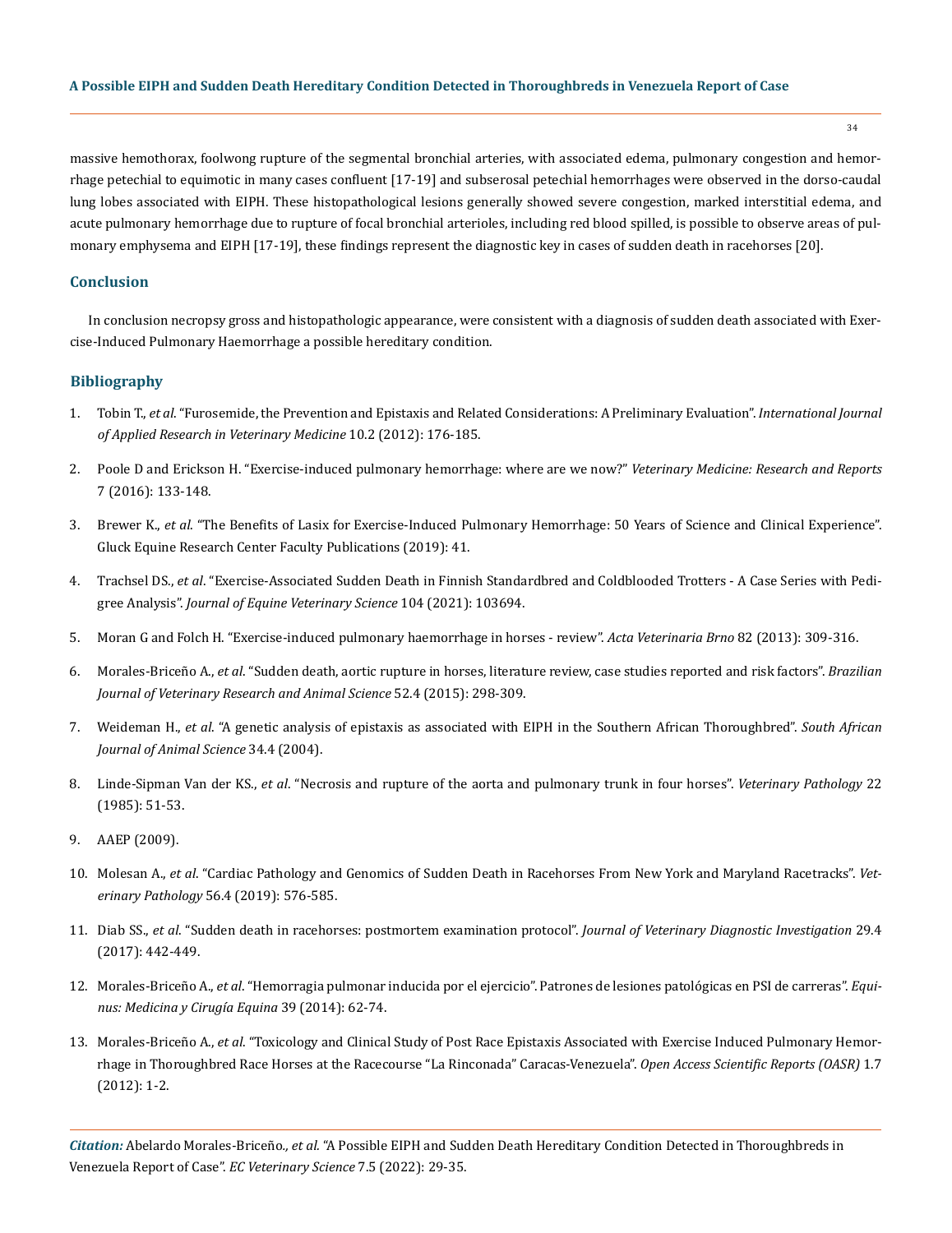massive hemothorax, foolwong rupture of the segmental bronchial arteries, with associated edema, pulmonary congestion and hemorrhage petechial to equimotic in many cases confluent [17-19] and subserosal petechial hemorrhages were observed in the dorso-caudal lung lobes associated with EIPH. These histopathological lesions generally showed severe congestion, marked interstitial edema, and acute pulmonary hemorrhage due to rupture of focal bronchial arterioles, including red blood spilled, is possible to observe areas of pulmonary emphysema and EIPH [17-19], these findings represent the diagnostic key in cases of sudden death in racehorses [20].

## Conclusion

In conclusion necropsy gross and histopathologic appearance, were consistent with a diagnosis of sudden death associated with Exercise-Induced Pulmonary Haemorrhage a possible hereditary condition.

## Bibliography

1. Tobin T., *et al*. "Furosemide, the Prevention and Epistaxis and Related Considerations: A Preliminary Evaluation". *International Journal of Applied Research in Veterinary Medicine* 10.2 (2012): 176-185.
2. Poole D and Erickson H. "Exercise-induced pulmonary hemorrhage: where are we now?" *Veterinary Medicine: Research and Reports* 7 (2016): 133-148.
3. Brewer K., *et al*. "The Benefits of Lasix for Exercise-Induced Pulmonary Hemorrhage: 50 Years of Science and Clinical Experience". Gluck Equine Research Center Faculty Publications (2019): 41.
4. Trachsel DS., *et al*. "Exercise-Associated Sudden Death in Finnish Standardbred and Coldblooded Trotters - A Case Series with Pedigree Analysis". *Journal of Equine Veterinary Science* 104 (2021): 103694.
5. Moran G and Folch H. "Exercise-induced pulmonary haemorrhage in horses - review". *Acta Veterinaria Brno* 82 (2013): 309-316.
6. Morales-Briceño A., *et al*. "Sudden death, aortic rupture in horses, literature review, case studies reported and risk factors". *Brazilian Journal of Veterinary Research and Animal Science* 52.4 (2015): 298-309.
7. Weideman H., *et al*. "A genetic analysis of epistaxis as associated with EIPH in the Southern African Thoroughbred". *South African Journal of Animal Science* 34.4 (2004).
8. Linde-Sipman Van der KS., *et al*. "Necrosis and rupture of the aorta and pulmonary trunk in four horses". *Veterinary Pathology* 22 (1985): 51-53.
9. AAEP (2009).
10. Molesan A., *et al*. "Cardiac Pathology and Genomics of Sudden Death in Racehorses From New York and Maryland Racetracks". *Veterinary Pathology* 56.4 (2019): 576-585.
11. Diab SS., *et al*. "Sudden death in racehorses: postmortem examination protocol". *Journal of Veterinary Diagnostic Investigation* 29.4 (2017): 442-449.
12. Morales-Briceño A., *et al*. "Hemorragia pulmonar inducida por el ejercicio". Patrones de lesiones patológicas en PSI de carreras". *Equinus: Medicina y Cirugía Equina* 39 (2014): 62-74.
13. Morales-Briceño A., *et al*. "Toxicology and Clinical Study of Post Race Epistaxis Associated with Exercise Induced Pulmonary Hemorrhage in Thoroughbred Race Horses at the Racecourse "La Rinconada" Caracas-Venezuela". *Open Access Scientific Reports (OASR)* 1.7 (2012): 1-2.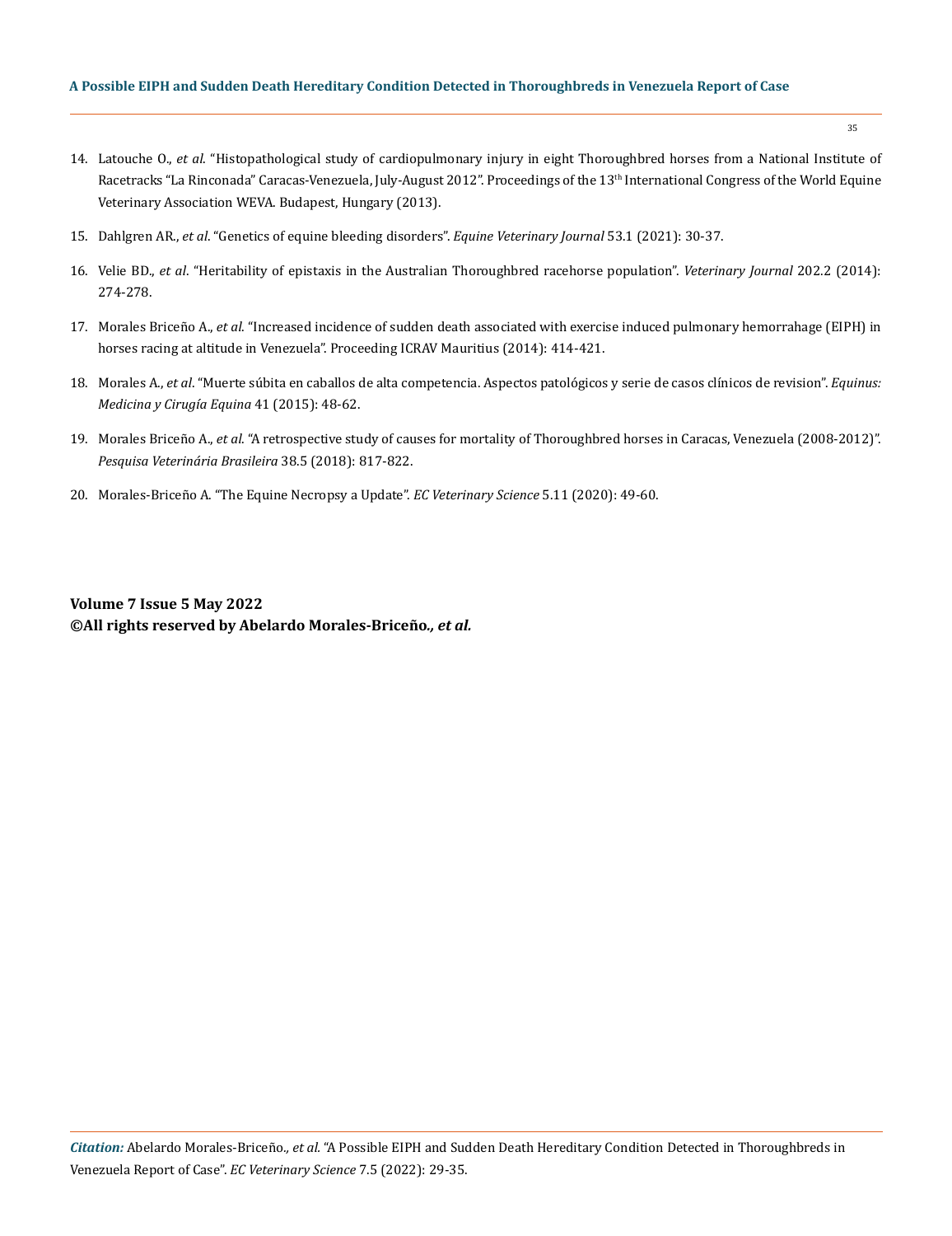14. Latouche O., *et al*. "Histopathological study of cardiopulmonary injury in eight Thoroughbred horses from a National Institute of Racetracks "La Rinconada" Caracas-Venezuela, July-August 2012". Proceedings of the 13th International Congress of the World Equine Veterinary Association WEVA. Budapest, Hungary (2013).

15. Dahlgren AR., *et al*. "Genetics of equine bleeding disorders". *Equine Veterinary Journal* 53.1 (2021): 30-37.

16. Velie BD., *et al*. "Heritability of epistaxis in the Australian Thoroughbred racehorse population". *Veterinary Journal* 202.2 (2014): 274-278.

17. Morales Briceño A., *et al.* "Increased incidence of sudden death associated with exercise induced pulmonary hemorrahage (EIPH) in horses racing at altitude in Venezuela". Proceeding ICRAV Mauritius (2014): 414-421.

18. Morales A., *et al*. "Muerte súbita en caballos de alta competencia. Aspectos patológicos y serie de casos clínicos de revision". *Equinus: Medicina y Cirugía Equina* 41 (2015): 48-62.

19. Morales Briceño A., *et al.* "A retrospective study of causes for mortality of Thoroughbred horses in Caracas, Venezuela (2008-2012)". *Pesquisa Veterinária Brasileira* 38.5 (2018): 817-822.

20. Morales-Briceño A. "The Equine Necropsy a Update". *EC Veterinary Science* 5.11 (2020): 49-60.

**Volume 7 Issue 5 May 2022**
**©All rights reserved by Abelardo Morales-Briceño*., et al.***